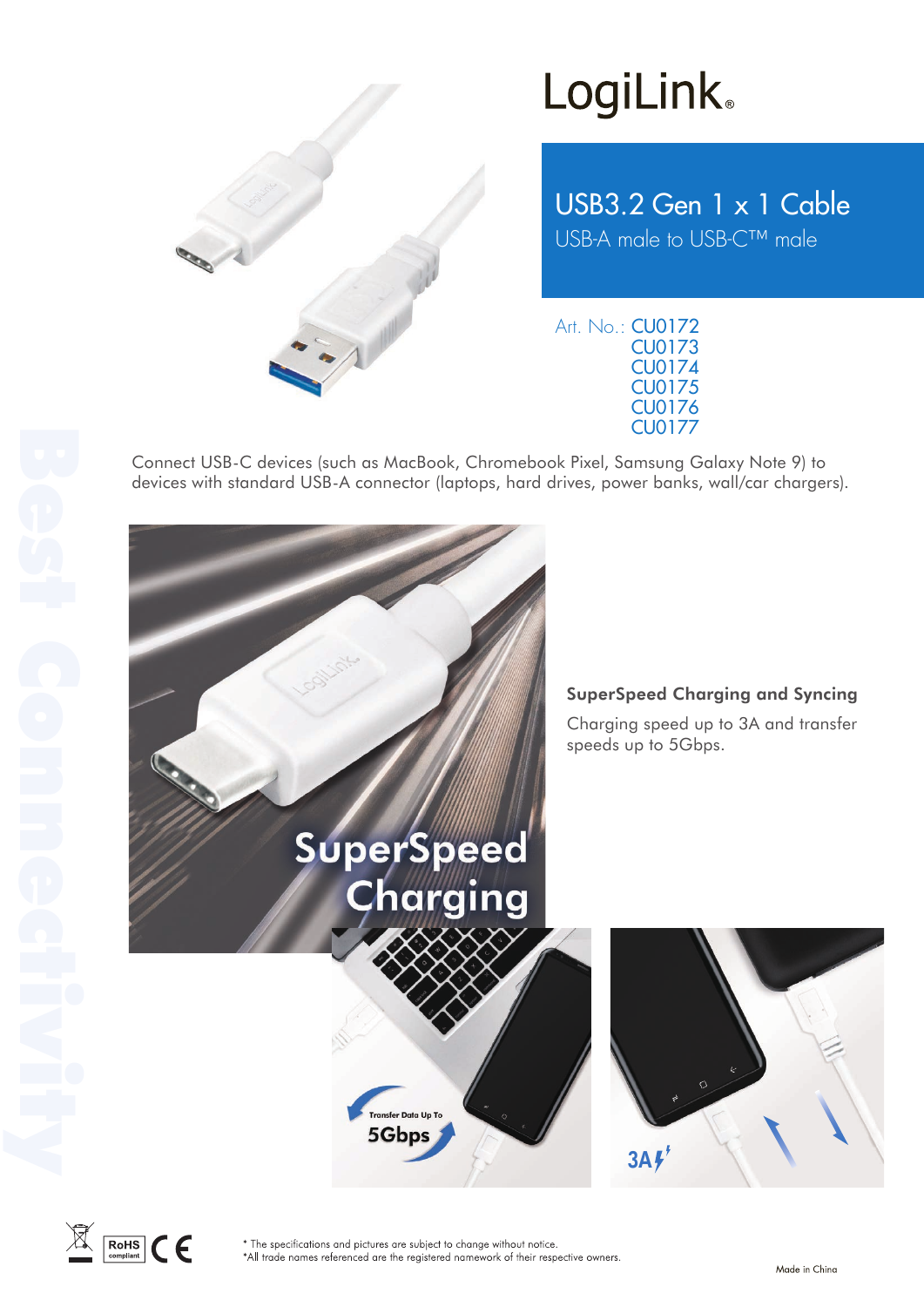# LogiLink

## USB3.2 Gen 1 x 1 Cable

USB-A male to USB-C™ male

Art. No.: CU0172
CU0173
CU0174
CU0175
CU0176
CU0177

Connect USB-C devices (such as MacBook, Chromebook Pixel, Samsung Galaxy Note 9) to devices with standard USB-A connector (laptops, hard drives, power banks, wall/car chargers).

**SuperSpeed Charging and Syncing**

Charging speed up to 3A and transfer speeds up to 5Gbps.

* The specifications and pictures are subject to change without notice.
*All trade names referenced are the registered namework of their respective owners.

Made in China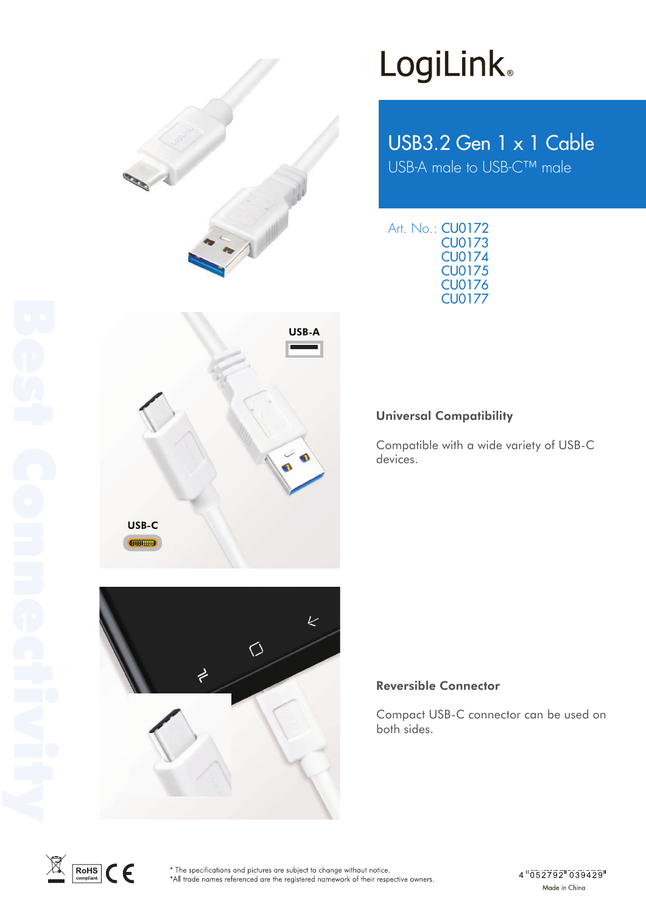# LogiLink

## USB3.2 Gen 1 x 1 Cable

USB-A male to USB-C™ male

Art. No.: CU0172
CU0173
CU0174
CU0175
CU0176
CU0177

USB-A

USB-C

### Universal Compatibility

Compatible with a wide variety of USB-C devices.

### Reversible Connector

Compact USB-C connector can be used on both sides.

Best Connectivity

RoHS compliant

* The specifications and pictures are subject to change without notice.
*All trade names referenced are the registered namework of their respective owners.

4 052792 039429

Made in China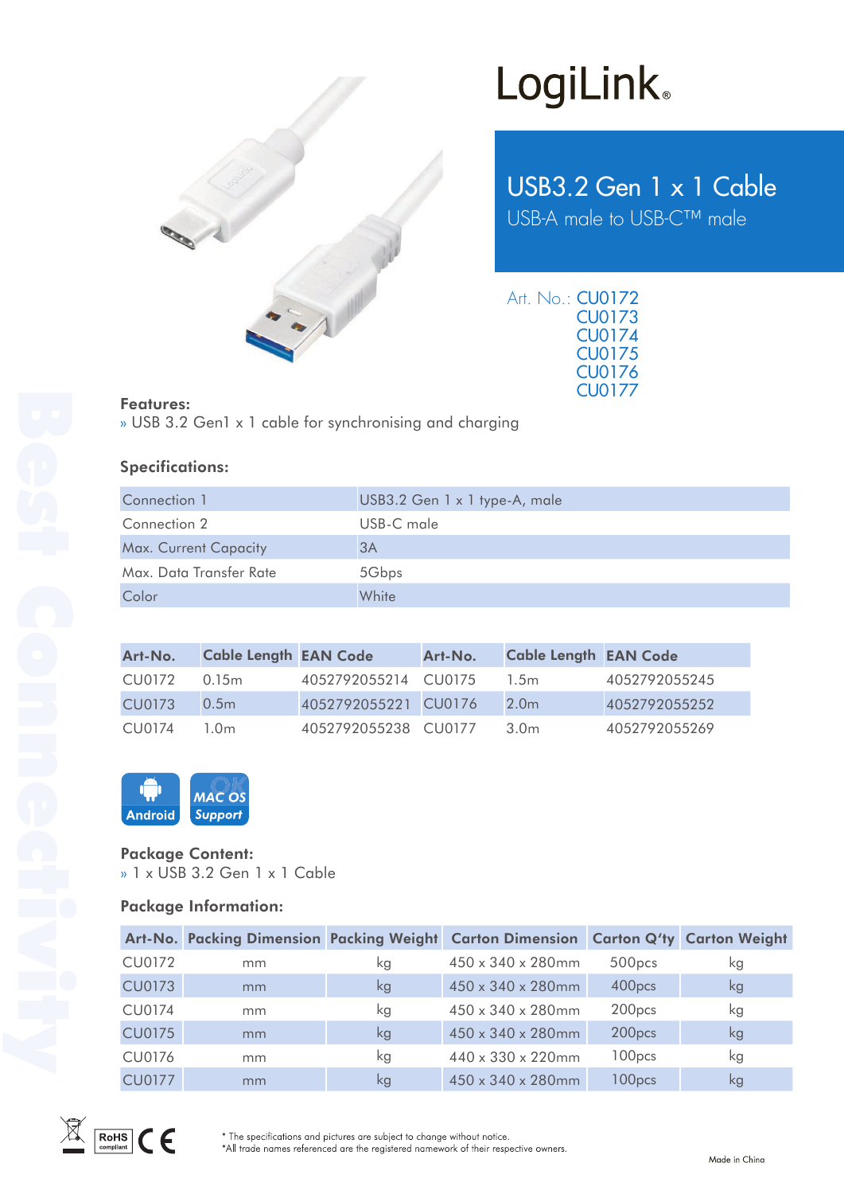# LogiLink

## USB3.2 Gen 1 x 1 Cable

USB-A male to USB-C™ male

Art. No.: CU0172
CU0173
CU0174
CU0175
CU0176
CU0177

**Features:**

» USB 3.2 Gen1 x 1 cable for synchronising and charging

**Specifications:**

| | |
|---|---|
| Connection 1 | USB3.2 Gen 1 x 1 type-A, male |
| Connection 2 | USB-C male |
| Max. Current Capacity | 3A |
| Max. Data Transfer Rate | 5Gbps |
| Color | White |

| Art-No. | Cable Length | EAN Code | Art-No. | Cable Length | EAN Code |
|---|---|---|---|---|---|
| CU0172 | 0.15m | 4052792055214 | CU0175 | 1.5m | 4052792055245 |
| CU0173 | 0.5m | 4052792055221 | CU0176 | 2.0m | 4052792055252 |
| CU0174 | 1.0m | 4052792055238 | CU0177 | 3.0m | 4052792055269 |

Android
MAC OS Support

**Package Content:**

» 1 x USB 3.2 Gen 1 x 1 Cable

**Package Information:**

| Art-No. | Packing Dimension | Packing Weight | Carton Dimension | Carton Q'ty | Carton Weight |
|---|---|---|---|---|---|
| CU0172 | mm | kg | 450 x 340 x 280mm | 500pcs | kg |
| CU0173 | mm | kg | 450 x 340 x 280mm | 400pcs | kg |
| CU0174 | mm | kg | 450 x 340 x 280mm | 200pcs | kg |
| CU0175 | mm | kg | 450 x 340 x 280mm | 200pcs | kg |
| CU0176 | mm | kg | 440 x 330 x 220mm | 100pcs | kg |
| CU0177 | mm | kg | 450 x 340 x 280mm | 100pcs | kg |

RoHS compliant CE

* The specifications and pictures are subject to change without notice.
*All trade names referenced are the registered namework of their respective owners.

Made in China